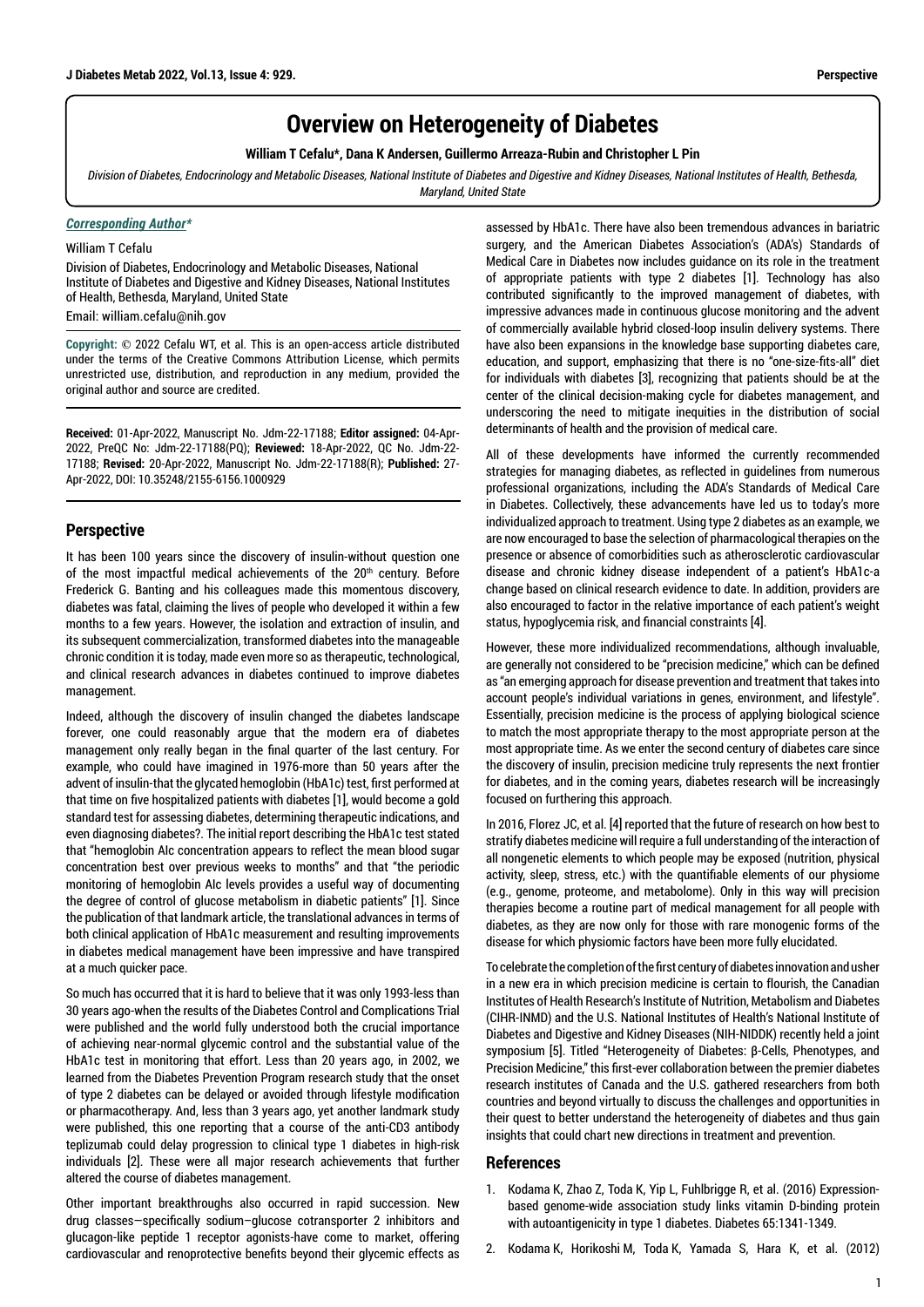# Overview on Heterogeneity of Diabetes

**William T Cefalu*, Dana K Andersen, Guillermo Arreaza-Rubin and Christopher L Pin**

*Division of Diabetes, Endocrinology and Metabolic Diseases, National Institute of Diabetes and Digestive and Kidney Diseases, National Institutes of Health, Bethesda, Maryland, United State*

***Corresponding Author****

William T Cefalu

Division of Diabetes, Endocrinology and Metabolic Diseases, National Institute of Diabetes and Digestive and Kidney Diseases, National Institutes of Health, Bethesda, Maryland, United State

Email: william.cefalu@nih.gov

**Copyright:** © 2022 Cefalu WT, et al. This is an open-access article distributed under the terms of the Creative Commons Attribution License, which permits unrestricted use, distribution, and reproduction in any medium, provided the original author and source are credited.

**Received:** 01-Apr-2022, Manuscript No. Jdm-22-17188; **Editor assigned:** 04-Apr-2022, PreQC No: Jdm-22-17188(PQ); **Reviewed:** 18-Apr-2022, QC No. Jdm-22-17188; **Revised:** 20-Apr-2022, Manuscript No. Jdm-22-17188(R); **Published:** 27-Apr-2022, DOI: 10.35248/2155-6156.1000929

## Perspective

It has been 100 years since the discovery of insulin-without question one of the most impactful medical achievements of the 20th century. Before Frederick G. Banting and his colleagues made this momentous discovery, diabetes was fatal, claiming the lives of people who developed it within a few months to a few years. However, the isolation and extraction of insulin, and its subsequent commercialization, transformed diabetes into the manageable chronic condition it is today, made even more so as therapeutic, technological, and clinical research advances in diabetes continued to improve diabetes management.

Indeed, although the discovery of insulin changed the diabetes landscape forever, one could reasonably argue that the modern era of diabetes management only really began in the final quarter of the last century. For example, who could have imagined in 1976-more than 50 years after the advent of insulin-that the glycated hemoglobin (HbA1c) test, first performed at that time on five hospitalized patients with diabetes [1], would become a gold standard test for assessing diabetes, determining therapeutic indications, and even diagnosing diabetes?. The initial report describing the HbA1c test stated that "hemoglobin AIc concentration appears to reflect the mean blood sugar concentration best over previous weeks to months" and that "the periodic monitoring of hemoglobin AIc levels provides a useful way of documenting the degree of control of glucose metabolism in diabetic patients" [1]. Since the publication of that landmark article, the translational advances in terms of both clinical application of HbA1c measurement and resulting improvements in diabetes medical management have been impressive and have transpired at a much quicker pace.

So much has occurred that it is hard to believe that it was only 1993-less than 30 years ago-when the results of the Diabetes Control and Complications Trial were published and the world fully understood both the crucial importance of achieving near-normal glycemic control and the substantial value of the HbA1c test in monitoring that effort. Less than 20 years ago, in 2002, we learned from the Diabetes Prevention Program research study that the onset of type 2 diabetes can be delayed or avoided through lifestyle modification or pharmacotherapy. And, less than 3 years ago, yet another landmark study were published, this one reporting that a course of the anti-CD3 antibody teplizumab could delay progression to clinical type 1 diabetes in high-risk individuals [2]. These were all major research achievements that further altered the course of diabetes management.

Other important breakthroughs also occurred in rapid succession. New drug classes—specifically sodium–glucose cotransporter 2 inhibitors and glucagon-like peptide 1 receptor agonists-have come to market, offering cardiovascular and renoprotective benefits beyond their glycemic effects as assessed by HbA1c. There have also been tremendous advances in bariatric surgery, and the American Diabetes Association's (ADA's) Standards of Medical Care in Diabetes now includes guidance on its role in the treatment of appropriate patients with type 2 diabetes [1]. Technology has also contributed significantly to the improved management of diabetes, with impressive advances made in continuous glucose monitoring and the advent of commercially available hybrid closed-loop insulin delivery systems. There have also been expansions in the knowledge base supporting diabetes care, education, and support, emphasizing that there is no "one-size-fits-all" diet for individuals with diabetes [3], recognizing that patients should be at the center of the clinical decision-making cycle for diabetes management, and underscoring the need to mitigate inequities in the distribution of social determinants of health and the provision of medical care.

All of these developments have informed the currently recommended strategies for managing diabetes, as reflected in guidelines from numerous professional organizations, including the ADA's Standards of Medical Care in Diabetes. Collectively, these advancements have led us to today's more individualized approach to treatment. Using type 2 diabetes as an example, we are now encouraged to base the selection of pharmacological therapies on the presence or absence of comorbidities such as atherosclerotic cardiovascular disease and chronic kidney disease independent of a patient's HbA1c-a change based on clinical research evidence to date. In addition, providers are also encouraged to factor in the relative importance of each patient's weight status, hypoglycemia risk, and financial constraints [4].

However, these more individualized recommendations, although invaluable, are generally not considered to be "precision medicine," which can be defined as "an emerging approach for disease prevention and treatment that takes into account people's individual variations in genes, environment, and lifestyle". Essentially, precision medicine is the process of applying biological science to match the most appropriate therapy to the most appropriate person at the most appropriate time. As we enter the second century of diabetes care since the discovery of insulin, precision medicine truly represents the next frontier for diabetes, and in the coming years, diabetes research will be increasingly focused on furthering this approach.

In 2016, Florez JC, et al. [4] reported that the future of research on how best to stratify diabetes medicine will require a full understanding of the interaction of all nongenetic elements to which people may be exposed (nutrition, physical activity, sleep, stress, etc.) with the quantifiable elements of our physiome (e.g., genome, proteome, and metabolome). Only in this way will precision therapies become a routine part of medical management for all people with diabetes, as they are now only for those with rare monogenic forms of the disease for which physiomic factors have been more fully elucidated.

To celebrate the completion of the first century of diabetes innovation and usher in a new era in which precision medicine is certain to flourish, the Canadian Institutes of Health Research's Institute of Nutrition, Metabolism and Diabetes (CIHR-INMD) and the U.S. National Institutes of Health's National Institute of Diabetes and Digestive and Kidney Diseases (NIH-NIDDK) recently held a joint symposium [5]. Titled "Heterogeneity of Diabetes: β-Cells, Phenotypes, and Precision Medicine," this first-ever collaboration between the premier diabetes research institutes of Canada and the U.S. gathered researchers from both countries and beyond virtually to discuss the challenges and opportunities in their quest to better understand the heterogeneity of diabetes and thus gain insights that could chart new directions in treatment and prevention.

## References

1. Kodama K, Zhao Z, Toda K, Yip L, Fuhlbrigge R, et al. (2016) Expression-based genome-wide association study links vitamin D-binding protein with autoantigenicity in type 1 diabetes. Diabetes 65:1341-1349.
2. Kodama K, Horikoshi M, Toda K, Yamada S, Hara K, et al. (2012)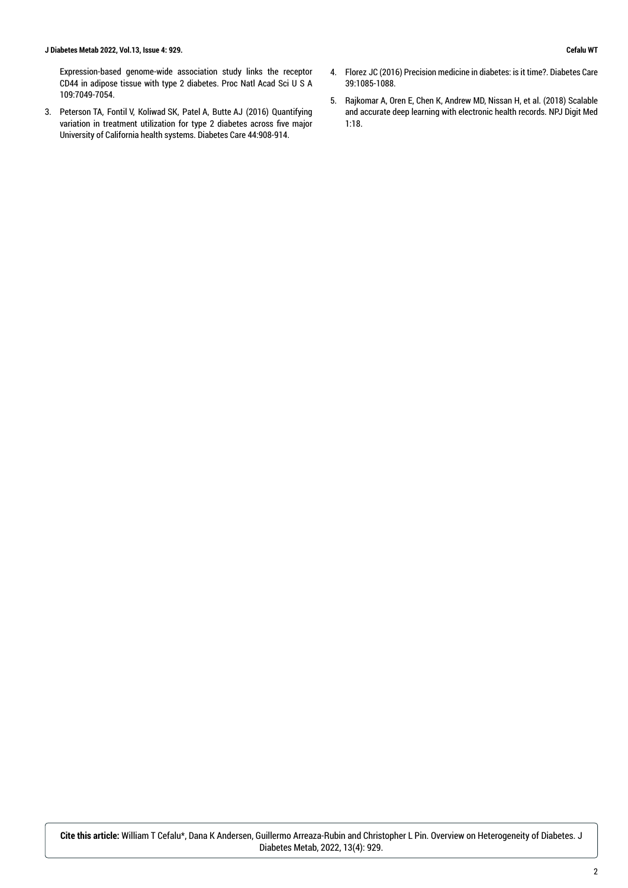Expression-based genome-wide association study links the receptor CD44 in adipose tissue with type 2 diabetes. Proc Natl Acad Sci U S A 109:7049-7054.

3. Peterson TA, Fontil V, Koliwad SK, Patel A, Butte AJ (2016) Quantifying variation in treatment utilization for type 2 diabetes across five major University of California health systems. Diabetes Care 44:908-914.

4. Florez JC (2016) Precision medicine in diabetes: is it time?. Diabetes Care 39:1085-1088.

5. Rajkomar A, Oren E, Chen K, Andrew MD, Nissan H, et al. (2018) Scalable and accurate deep learning with electronic health records. NPJ Digit Med 1:18.

**Cite this article:** William T Cefalu*, Dana K Andersen, Guillermo Arreaza-Rubin and Christopher L Pin. Overview on Heterogeneity of Diabetes. J Diabetes Metab, 2022, 13(4): 929.